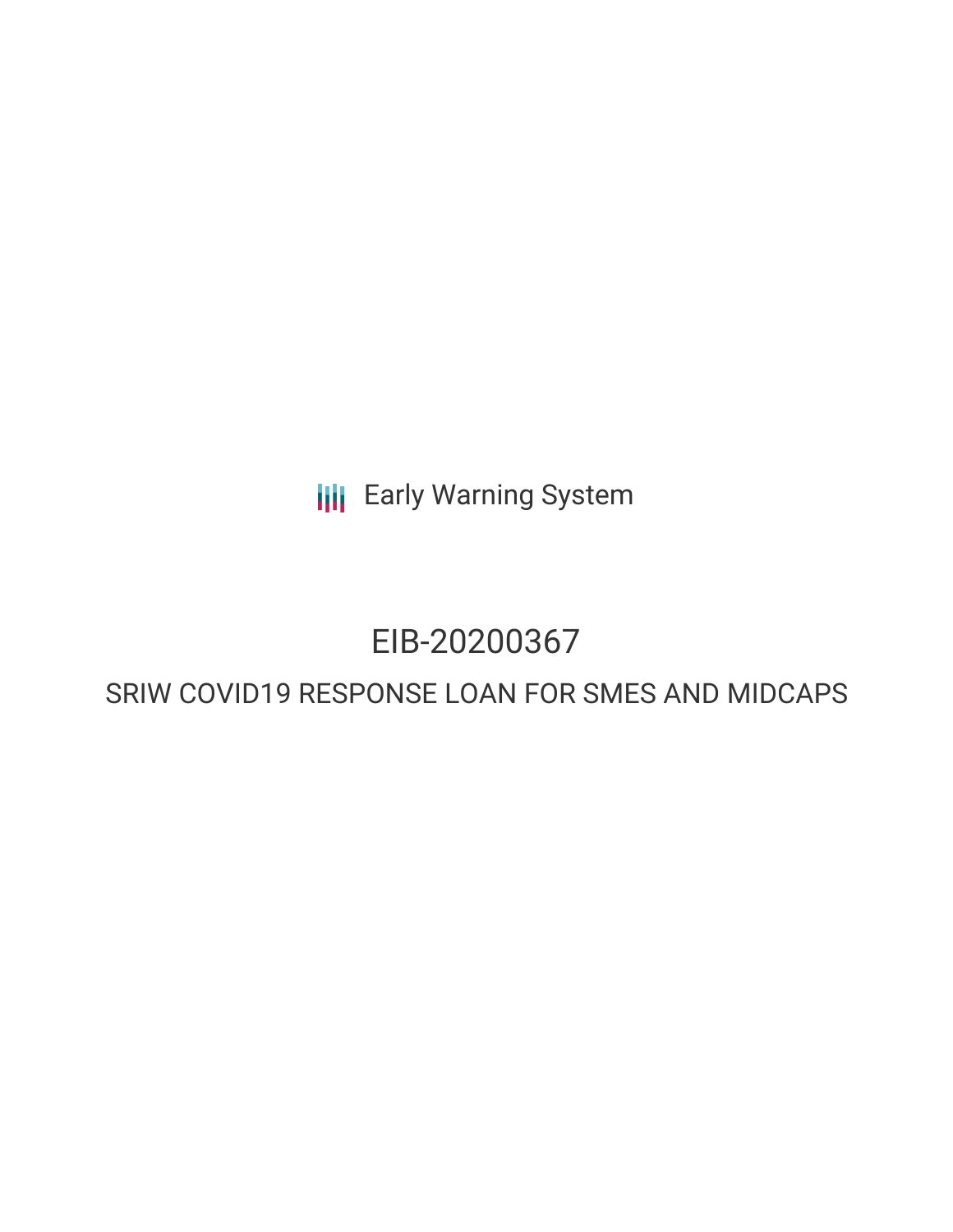Early Warning System

# EIB-20200367

## SRIW COVID19 RESPONSE LOAN FOR SMES AND MIDCAPS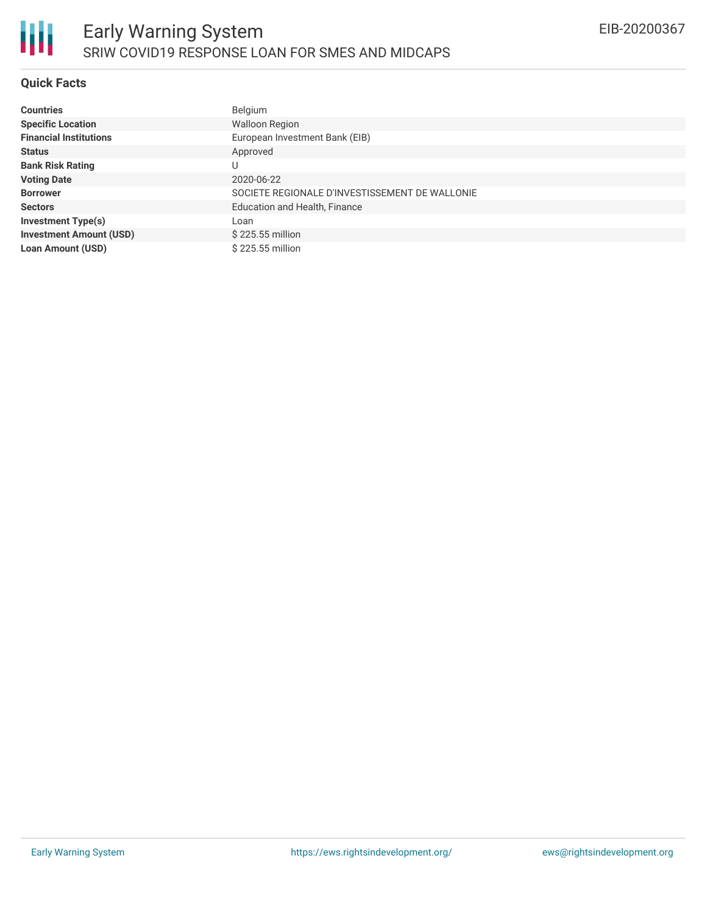# Early Warning System

## SRIW COVID19 RESPONSE LOAN FOR SMES AND MIDCAPS

EIB-20200367

### Quick Facts

| | |
|---|---|
| **Countries** | Belgium |
| **Specific Location** | Walloon Region |
| **Financial Institutions** | European Investment Bank (EIB) |
| **Status** | Approved |
| **Bank Risk Rating** | U |
| **Voting Date** | 2020-06-22 |
| **Borrower** | SOCIETE REGIONALE D'INVESTISSEMENT DE WALLONIE |
| **Sectors** | Education and Health, Finance |
| **Investment Type(s)** | Loan |
| **Investment Amount (USD)** | $ 225.55 million |
| **Loan Amount (USD)** | $ 225.55 million |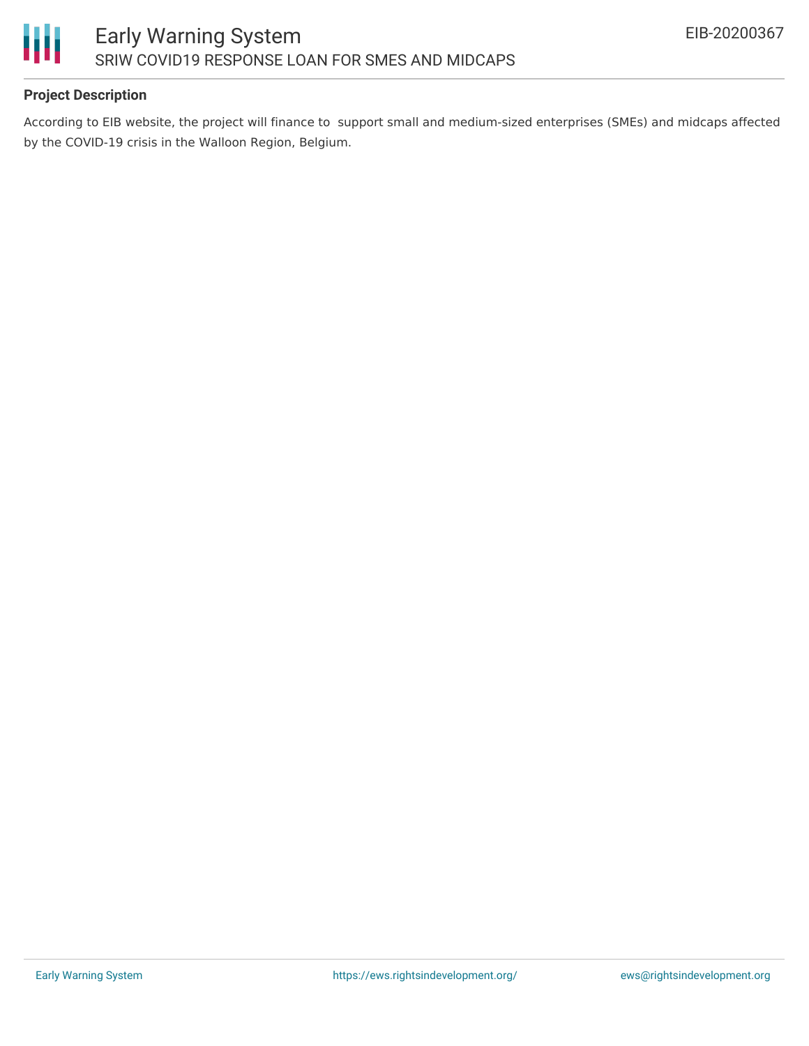### Project Description

According to EIB website, the project will finance to  support small and medium-sized enterprises (SMEs) and midcaps affected by the COVID-19 crisis in the Walloon Region, Belgium.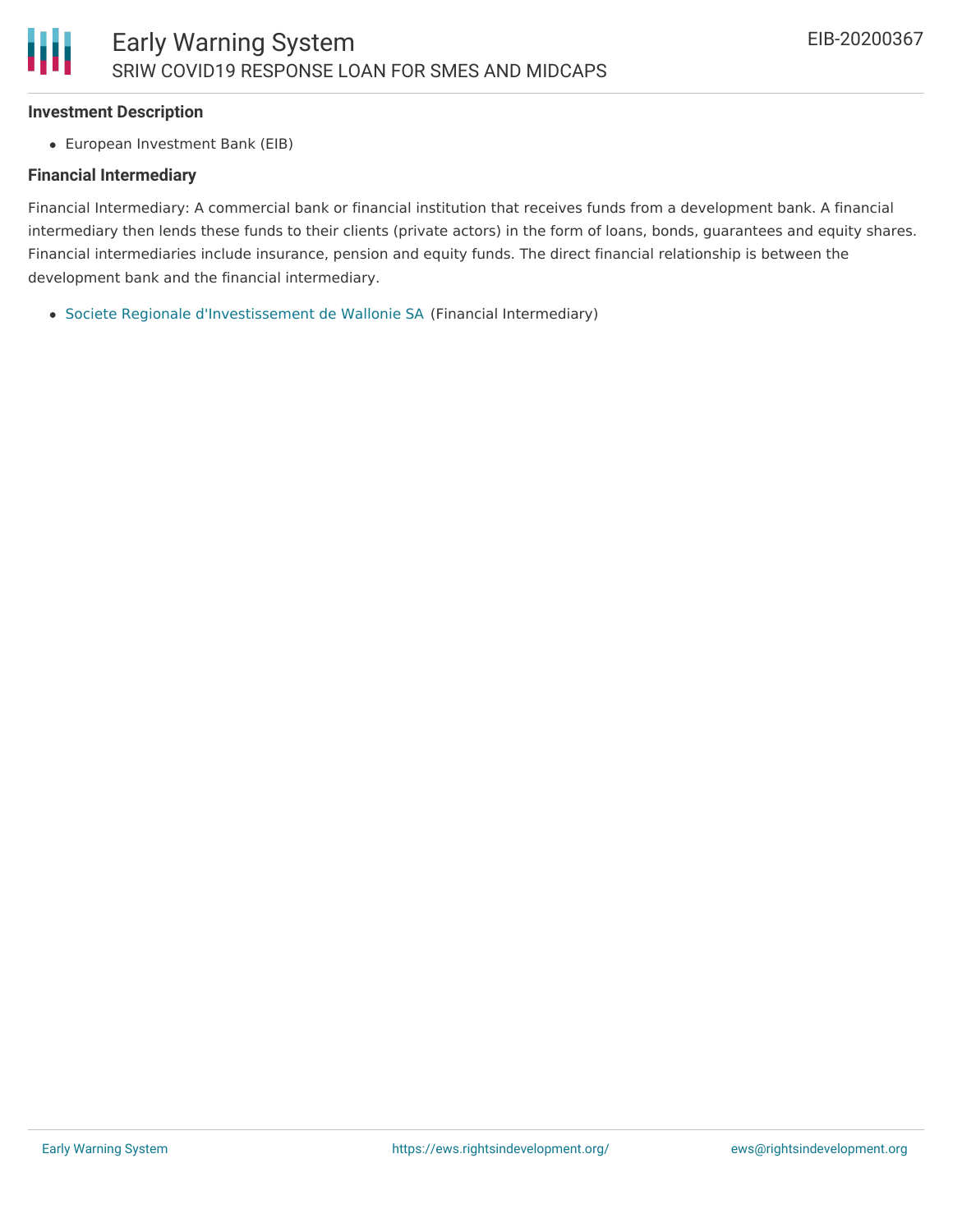**Investment Description**

- European Investment Bank (EIB)

**Financial Intermediary**

Financial Intermediary: A commercial bank or financial institution that receives funds from a development bank. A financial intermediary then lends these funds to their clients (private actors) in the form of loans, bonds, guarantees and equity shares. Financial intermediaries include insurance, pension and equity funds. The direct financial relationship is between the development bank and the financial intermediary.

- Societe Regionale d'Investissement de Wallonie SA (Financial Intermediary)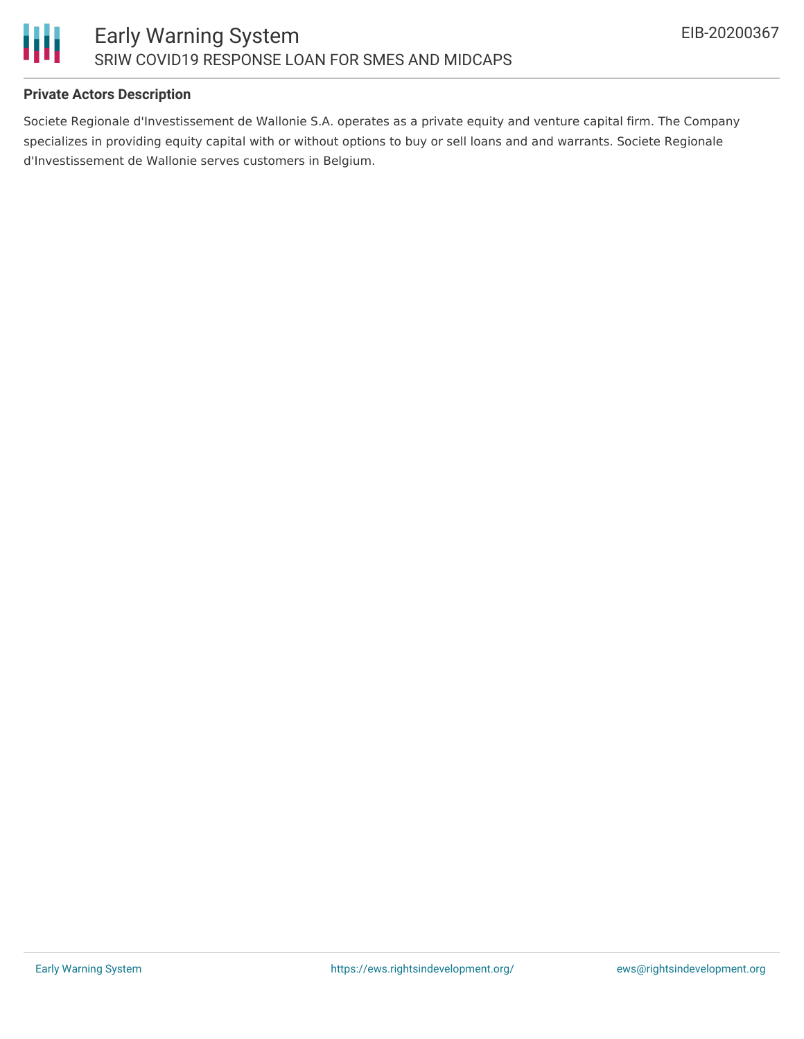**Private Actors Description**

Societe Regionale d'Investissement de Wallonie S.A. operates as a private equity and venture capital firm. The Company specializes in providing equity capital with or without options to buy or sell loans and and warrants. Societe Regionale d'Investissement de Wallonie serves customers in Belgium.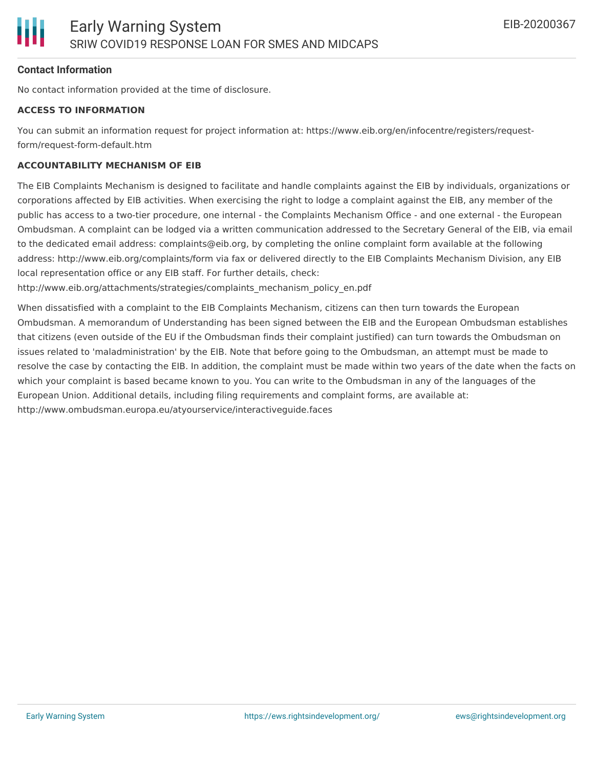### Contact Information

No contact information provided at the time of disclosure.

**ACCESS TO INFORMATION**

You can submit an information request for project information at: https://www.eib.org/en/infocentre/registers/request-form/request-form-default.htm

**ACCOUNTABILITY MECHANISM OF EIB**

The EIB Complaints Mechanism is designed to facilitate and handle complaints against the EIB by individuals, organizations or corporations affected by EIB activities. When exercising the right to lodge a complaint against the EIB, any member of the public has access to a two-tier procedure, one internal - the Complaints Mechanism Office - and one external - the European Ombudsman. A complaint can be lodged via a written communication addressed to the Secretary General of the EIB, via email to the dedicated email address: complaints@eib.org, by completing the online complaint form available at the following address: http://www.eib.org/complaints/form via fax or delivered directly to the EIB Complaints Mechanism Division, any EIB local representation office or any EIB staff. For further details, check: http://www.eib.org/attachments/strategies/complaints_mechanism_policy_en.pdf

When dissatisfied with a complaint to the EIB Complaints Mechanism, citizens can then turn towards the European Ombudsman. A memorandum of Understanding has been signed between the EIB and the European Ombudsman establishes that citizens (even outside of the EU if the Ombudsman finds their complaint justified) can turn towards the Ombudsman on issues related to 'maladministration' by the EIB. Note that before going to the Ombudsman, an attempt must be made to resolve the case by contacting the EIB. In addition, the complaint must be made within two years of the date when the facts on which your complaint is based became known to you. You can write to the Ombudsman in any of the languages of the European Union. Additional details, including filing requirements and complaint forms, are available at: http://www.ombudsman.europa.eu/atyourservice/interactiveguide.faces